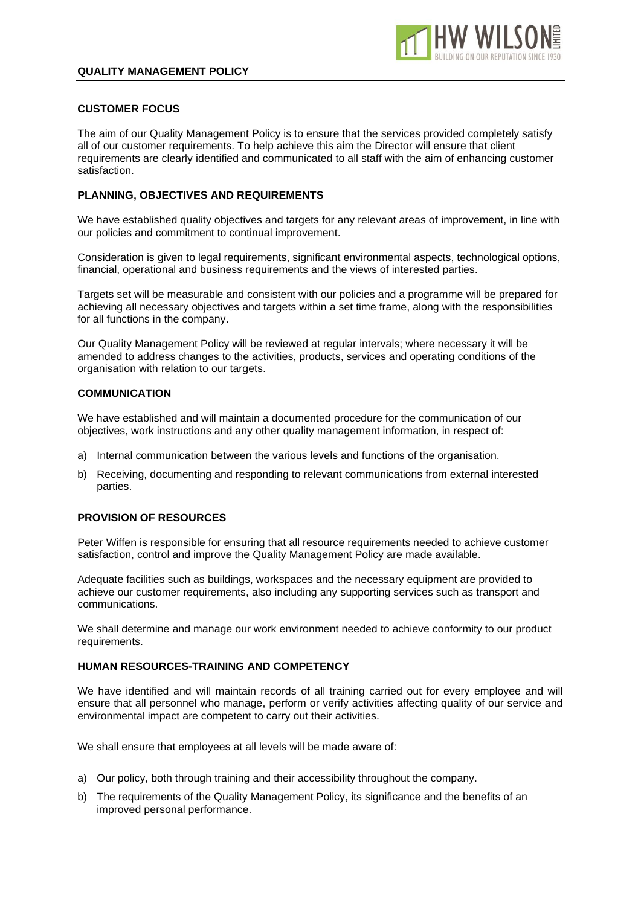# QUALITY MANAGEMENT POLICY

## CUSTOMER FOCUS

The aim of our Quality Management Policy is to ensure that the services provided completely satisfy all of our customer requirements. To help achieve this aim the Director will ensure that client requirements are clearly identified and communicated to all staff with the aim of enhancing customer satisfaction.

## PLANNING, OBJECTIVES AND REQUIREMENTS

We have established quality objectives and targets for any relevant areas of improvement, in line with our policies and commitment to continual improvement.

Consideration is given to legal requirements, significant environmental aspects, technological options, financial, operational and business requirements and the views of interested parties.

Targets set will be measurable and consistent with our policies and a programme will be prepared for achieving all necessary objectives and targets within a set time frame, along with the responsibilities for all functions in the company.

Our Quality Management Policy will be reviewed at regular intervals; where necessary it will be amended to address changes to the activities, products, services and operating conditions of the organisation with relation to our targets.

## COMMUNICATION

We have established and will maintain a documented procedure for the communication of our objectives, work instructions and any other quality management information, in respect of:

a) Internal communication between the various levels and functions of the organisation.

b) Receiving, documenting and responding to relevant communications from external interested parties.

## PROVISION OF RESOURCES

Peter Wiffen is responsible for ensuring that all resource requirements needed to achieve customer satisfaction, control and improve the Quality Management Policy are made available.

Adequate facilities such as buildings, workspaces and the necessary equipment are provided to achieve our customer requirements, also including any supporting services such as transport and communications.

We shall determine and manage our work environment needed to achieve conformity to our product requirements.

## HUMAN RESOURCES-TRAINING AND COMPETENCY

We have identified and will maintain records of all training carried out for every employee and will ensure that all personnel who manage, perform or verify activities affecting quality of our service and environmental impact are competent to carry out their activities.

We shall ensure that employees at all levels will be made aware of:

a) Our policy, both through training and their accessibility throughout the company.

b) The requirements of the Quality Management Policy, its significance and the benefits of an improved personal performance.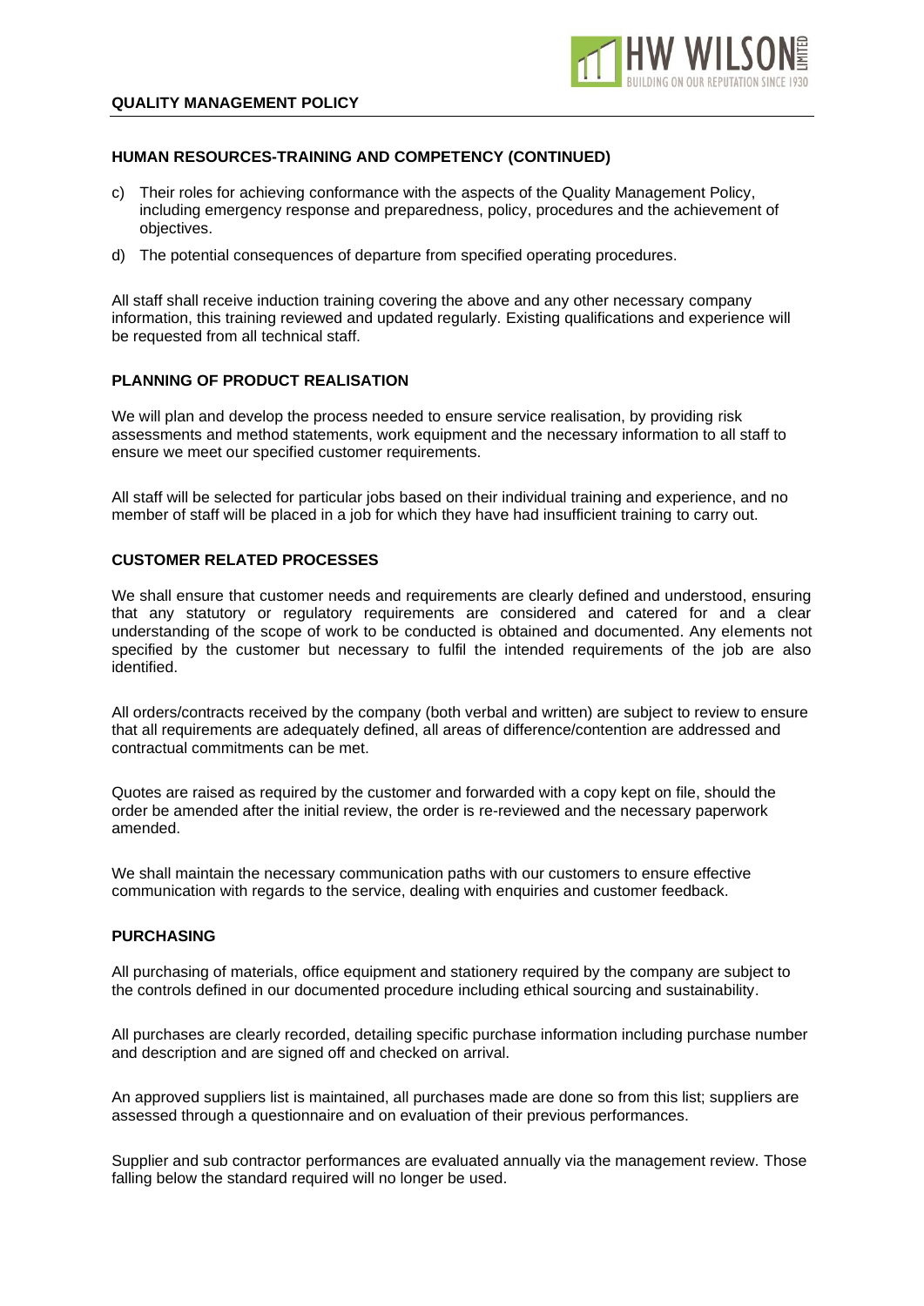## HUMAN RESOURCES-TRAINING AND COMPETENCY (CONTINUED)

c) Their roles for achieving conformance with the aspects of the Quality Management Policy, including emergency response and preparedness, policy, procedures and the achievement of objectives.

d) The potential consequences of departure from specified operating procedures.

All staff shall receive induction training covering the above and any other necessary company information, this training reviewed and updated regularly. Existing qualifications and experience will be requested from all technical staff.

## PLANNING OF PRODUCT REALISATION

We will plan and develop the process needed to ensure service realisation, by providing risk assessments and method statements, work equipment and the necessary information to all staff to ensure we meet our specified customer requirements.

All staff will be selected for particular jobs based on their individual training and experience, and no member of staff will be placed in a job for which they have had insufficient training to carry out.

## CUSTOMER RELATED PROCESSES

We shall ensure that customer needs and requirements are clearly defined and understood, ensuring that any statutory or regulatory requirements are considered and catered for and a clear understanding of the scope of work to be conducted is obtained and documented. Any elements not specified by the customer but necessary to fulfil the intended requirements of the job are also identified.

All orders/contracts received by the company (both verbal and written) are subject to review to ensure that all requirements are adequately defined, all areas of difference/contention are addressed and contractual commitments can be met.

Quotes are raised as required by the customer and forwarded with a copy kept on file, should the order be amended after the initial review, the order is re-reviewed and the necessary paperwork amended.

We shall maintain the necessary communication paths with our customers to ensure effective communication with regards to the service, dealing with enquiries and customer feedback.

## PURCHASING

All purchasing of materials, office equipment and stationery required by the company are subject to the controls defined in our documented procedure including ethical sourcing and sustainability.

All purchases are clearly recorded, detailing specific purchase information including purchase number and description and are signed off and checked on arrival.

An approved suppliers list is maintained, all purchases made are done so from this list; suppliers are assessed through a questionnaire and on evaluation of their previous performances.

Supplier and sub contractor performances are evaluated annually via the management review. Those falling below the standard required will no longer be used.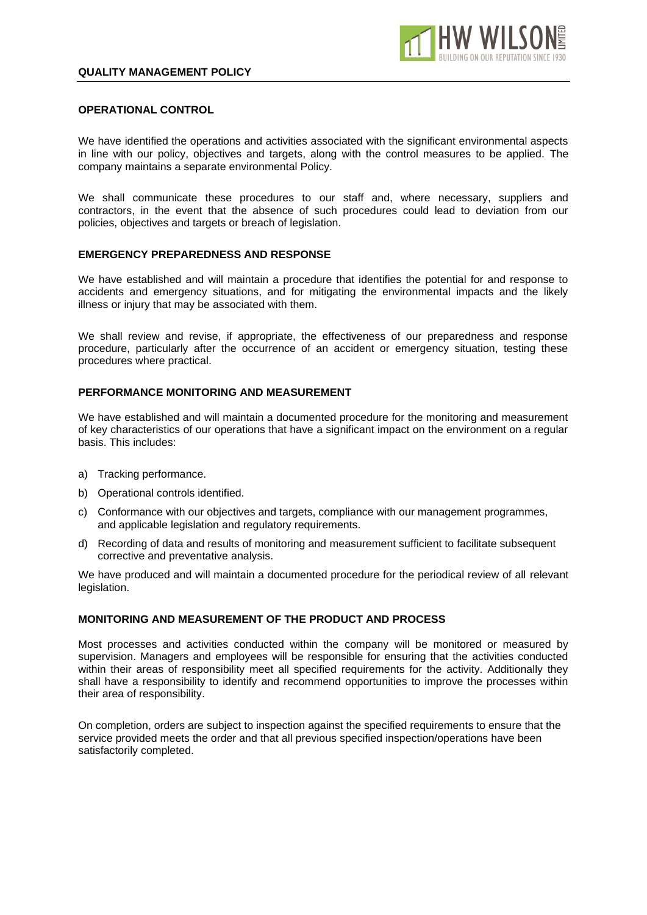## OPERATIONAL CONTROL

We have identified the operations and activities associated with the significant environmental aspects in line with our policy, objectives and targets, along with the control measures to be applied. The company maintains a separate environmental Policy.

We shall communicate these procedures to our staff and, where necessary, suppliers and contractors, in the event that the absence of such procedures could lead to deviation from our policies, objectives and targets or breach of legislation.

## EMERGENCY PREPAREDNESS AND RESPONSE

We have established and will maintain a procedure that identifies the potential for and response to accidents and emergency situations, and for mitigating the environmental impacts and the likely illness or injury that may be associated with them.

We shall review and revise, if appropriate, the effectiveness of our preparedness and response procedure, particularly after the occurrence of an accident or emergency situation, testing these procedures where practical.

## PERFORMANCE MONITORING AND MEASUREMENT

We have established and will maintain a documented procedure for the monitoring and measurement of key characteristics of our operations that have a significant impact on the environment on a regular basis. This includes:

a) Tracking performance.
b) Operational controls identified.
c) Conformance with our objectives and targets, compliance with our management programmes, and applicable legislation and regulatory requirements.
d) Recording of data and results of monitoring and measurement sufficient to facilitate subsequent corrective and preventative analysis.

We have produced and will maintain a documented procedure for the periodical review of all relevant legislation.

## MONITORING AND MEASUREMENT OF THE PRODUCT AND PROCESS

Most processes and activities conducted within the company will be monitored or measured by supervision. Managers and employees will be responsible for ensuring that the activities conducted within their areas of responsibility meet all specified requirements for the activity. Additionally they shall have a responsibility to identify and recommend opportunities to improve the processes within their area of responsibility.

On completion, orders are subject to inspection against the specified requirements to ensure that the service provided meets the order and that all previous specified inspection/operations have been satisfactorily completed.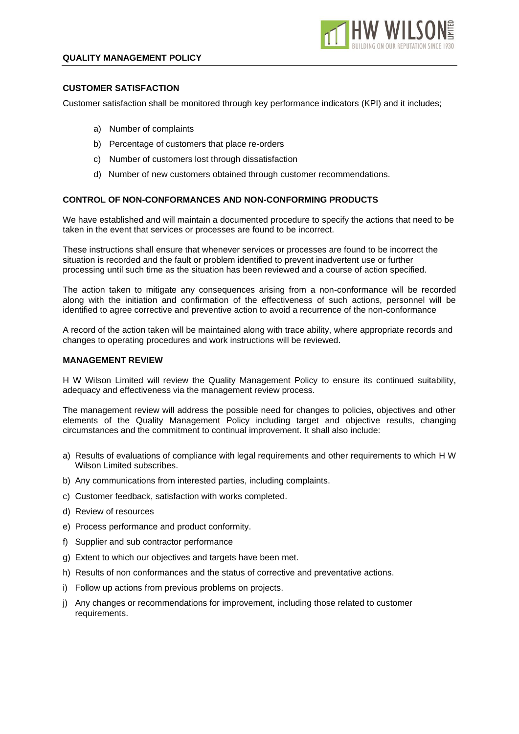## CUSTOMER SATISFACTION

Customer satisfaction shall be monitored through key performance indicators (KPI) and it includes;

a) Number of complaints
b) Percentage of customers that place re-orders
c) Number of customers lost through dissatisfaction
d) Number of new customers obtained through customer recommendations.

## CONTROL OF NON-CONFORMANCES AND NON-CONFORMING PRODUCTS

We have established and will maintain a documented procedure to specify the actions that need to be taken in the event that services or processes are found to be incorrect.

These instructions shall ensure that whenever services or processes are found to be incorrect the situation is recorded and the fault or problem identified to prevent inadvertent use or further processing until such time as the situation has been reviewed and a course of action specified.

The action taken to mitigate any consequences arising from a non-conformance will be recorded along with the initiation and confirmation of the effectiveness of such actions, personnel will be identified to agree corrective and preventive action to avoid a recurrence of the non-conformance

A record of the action taken will be maintained along with trace ability, where appropriate records and changes to operating procedures and work instructions will be reviewed.

## MANAGEMENT REVIEW

H W Wilson Limited will review the Quality Management Policy to ensure its continued suitability, adequacy and effectiveness via the management review process.

The management review will address the possible need for changes to policies, objectives and other elements of the Quality Management Policy including target and objective results, changing circumstances and the commitment to continual improvement. It shall also include:

a) Results of evaluations of compliance with legal requirements and other requirements to which H W Wilson Limited subscribes.
b) Any communications from interested parties, including complaints.
c) Customer feedback, satisfaction with works completed.
d) Review of resources
e) Process performance and product conformity.
f) Supplier and sub contractor performance
g) Extent to which our objectives and targets have been met.
h) Results of non conformances and the status of corrective and preventative actions.
i) Follow up actions from previous problems on projects.
j) Any changes or recommendations for improvement, including those related to customer requirements.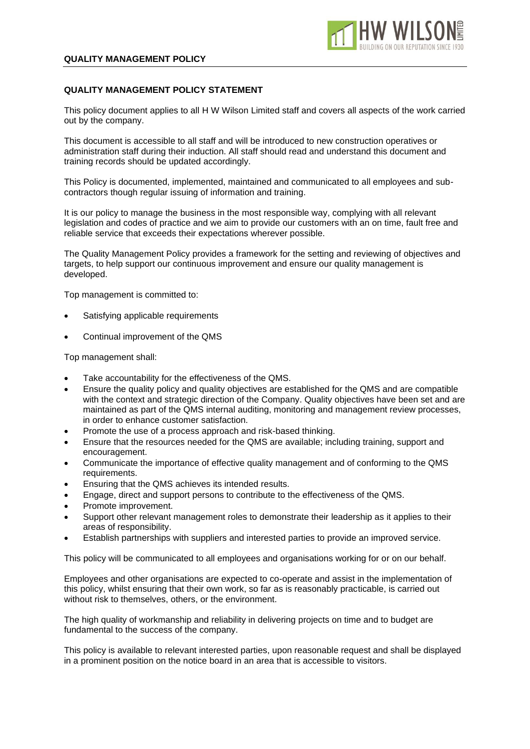## QUALITY MANAGEMENT POLICY STATEMENT

This policy document applies to all H W Wilson Limited staff and covers all aspects of the work carried out by the company.

This document is accessible to all staff and will be introduced to new construction operatives or administration staff during their induction. All staff should read and understand this document and training records should be updated accordingly.

This Policy is documented, implemented, maintained and communicated to all employees and sub-contractors though regular issuing of information and training.

It is our policy to manage the business in the most responsible way, complying with all relevant legislation and codes of practice and we aim to provide our customers with an on time, fault free and reliable service that exceeds their expectations wherever possible.

The Quality Management Policy provides a framework for the setting and reviewing of objectives and targets, to help support our continuous improvement and ensure our quality management is developed.

Top management is committed to:

- Satisfying applicable requirements
- Continual improvement of the QMS

Top management shall:

- Take accountability for the effectiveness of the QMS.
- Ensure the quality policy and quality objectives are established for the QMS and are compatible with the context and strategic direction of the Company. Quality objectives have been set and are maintained as part of the QMS internal auditing, monitoring and management review processes, in order to enhance customer satisfaction.
- Promote the use of a process approach and risk-based thinking.
- Ensure that the resources needed for the QMS are available; including training, support and encouragement.
- Communicate the importance of effective quality management and of conforming to the QMS requirements.
- Ensuring that the QMS achieves its intended results.
- Engage, direct and support persons to contribute to the effectiveness of the QMS.
- Promote improvement.
- Support other relevant management roles to demonstrate their leadership as it applies to their areas of responsibility.
- Establish partnerships with suppliers and interested parties to provide an improved service.

This policy will be communicated to all employees and organisations working for or on our behalf.

Employees and other organisations are expected to co-operate and assist in the implementation of this policy, whilst ensuring that their own work, so far as is reasonably practicable, is carried out without risk to themselves, others, or the environment.

The high quality of workmanship and reliability in delivering projects on time and to budget are fundamental to the success of the company.

This policy is available to relevant interested parties, upon reasonable request and shall be displayed in a prominent position on the notice board in an area that is accessible to visitors.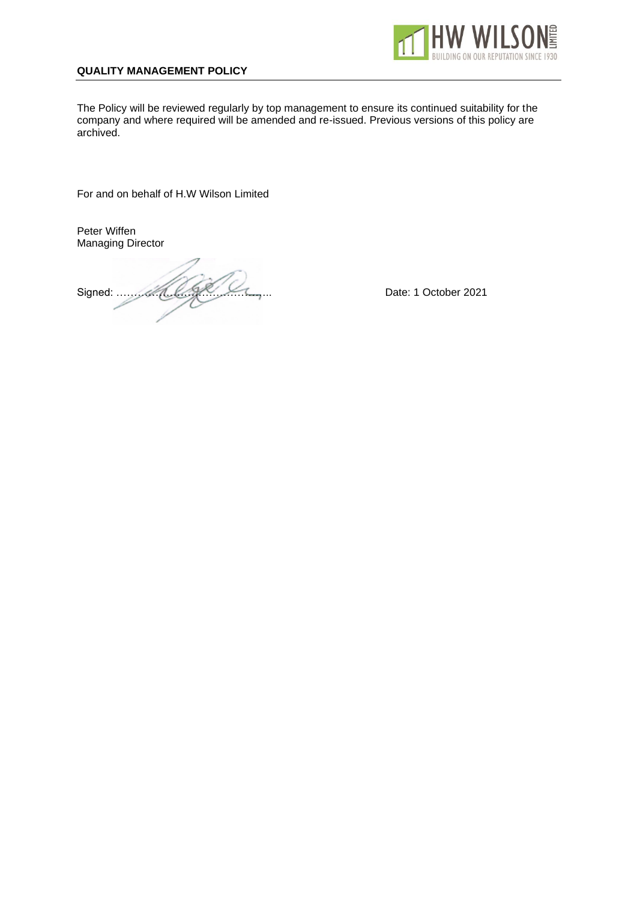The Policy will be reviewed regularly by top management to ensure its continued suitability for the company and where required will be amended and re-issued. Previous versions of this policy are archived.

For and on behalf of H.W Wilson Limited

Peter Wiffen
Managing Director

Signed: …………………………………………… Date: 1 October 2021